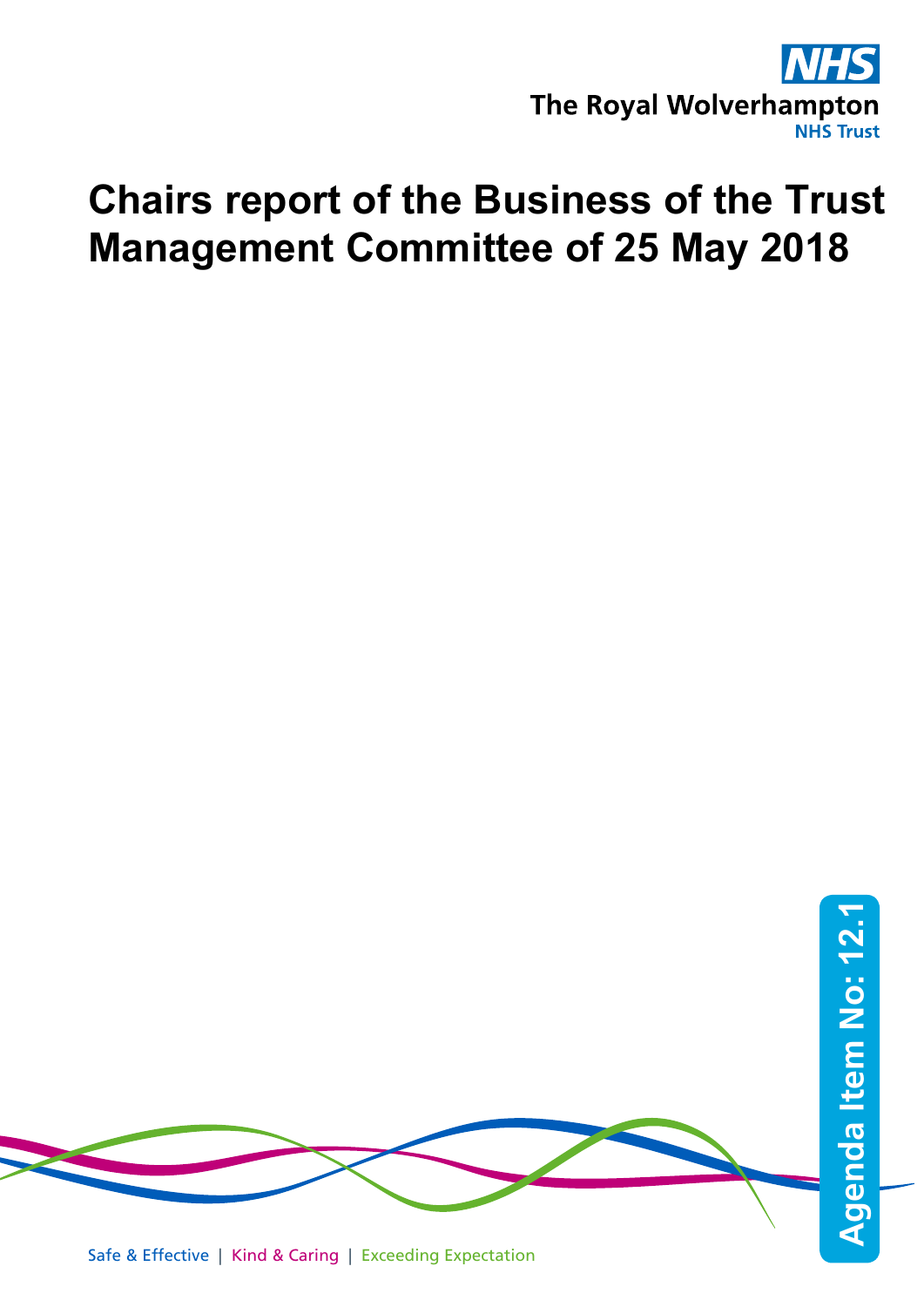The Royal Wolverhampton NHS Trust

# Chairs report of the Business of the Trust Management Committee of 25 May 2018

Agenda Item No: 12.1

Safe & Effective | Kind & Caring | Exceeding Expectation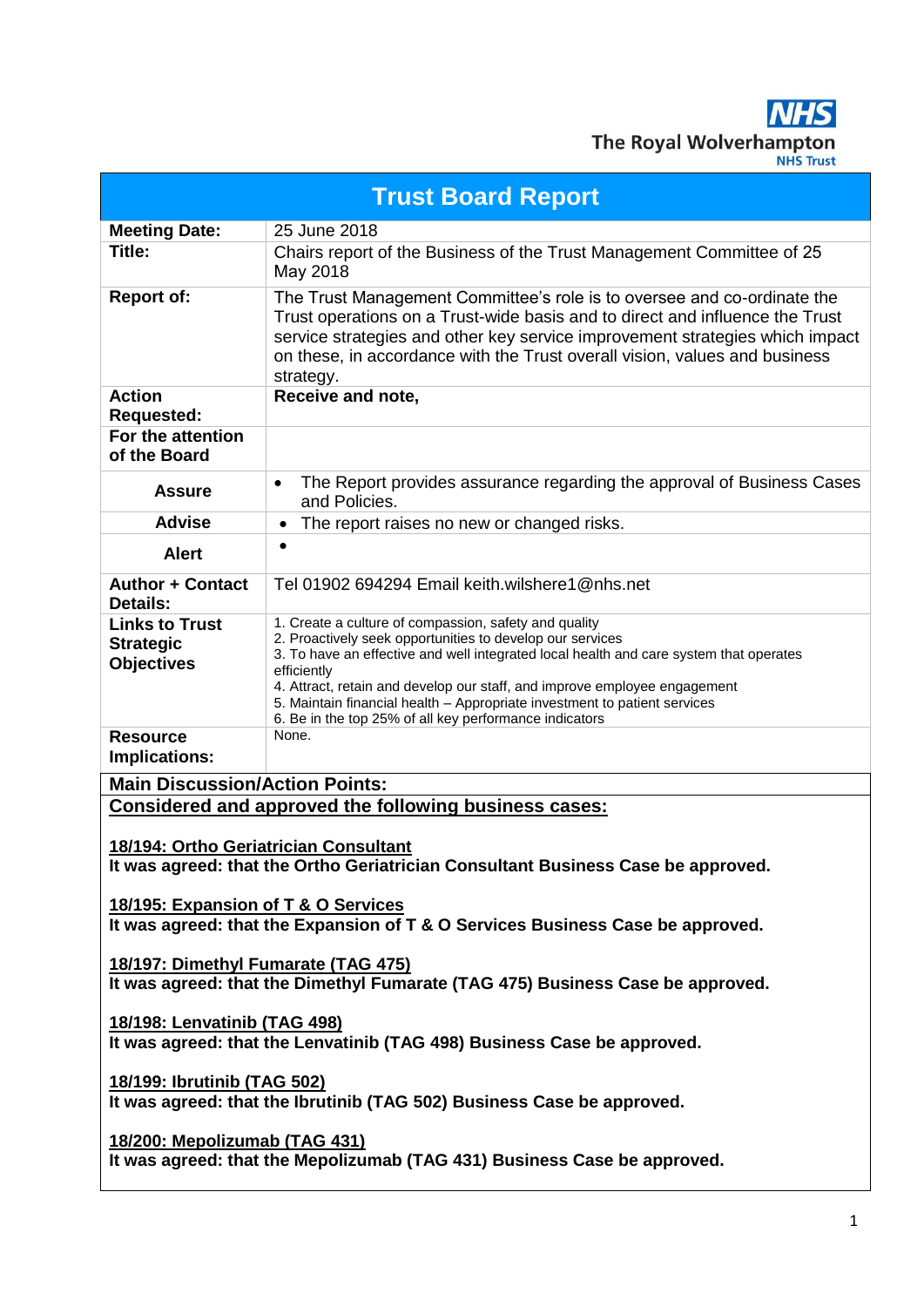The Royal Wolverhampton NHS Trust

| Trust Board Report | |
|---|---|
| **Meeting Date:** | 25 June 2018 |
| **Title:** | Chairs report of the Business of the Trust Management Committee of 25 May 2018 |
| **Report of:** | The Trust Management Committee's role is to oversee and co-ordinate the Trust operations on a Trust-wide basis and to direct and influence the Trust service strategies and other key service improvement strategies which impact on these, in accordance with the Trust overall vision, values and business strategy. |
| **Action Requested:** | **Receive and note,** |
| **For the attention of the Board** | |
| **Assure** | • The Report provides assurance regarding the approval of Business Cases and Policies. |
| **Advise** | • The report raises no new or changed risks. |
| **Alert** | • |
| **Author + Contact Details:** | Tel 01902 694294 Email keith.wilshere1@nhs.net |
| **Links to Trust Strategic Objectives** | 1. Create a culture of compassion, safety and quality<br>2. Proactively seek opportunities to develop our services<br>3. To have an effective and well integrated local health and care system that operates efficiently<br>4. Attract, retain and develop our staff, and improve employee engagement<br>5. Maintain financial health – Appropriate investment to patient services<br>6. Be in the top 25% of all key performance indicators |
| **Resource Implications:** | None. |

**Main Discussion/Action Points:**

**Considered and approved the following business cases:**

**18/194: Ortho Geriatrician Consultant**
**It was agreed: that the Ortho Geriatrician Consultant Business Case be approved.**

**18/195: Expansion of T & O Services**
**It was agreed: that the Expansion of T & O Services Business Case be approved.**

**18/197: Dimethyl Fumarate (TAG 475)**
**It was agreed: that the Dimethyl Fumarate (TAG 475) Business Case be approved.**

**18/198: Lenvatinib (TAG 498)**
**It was agreed: that the Lenvatinib (TAG 498) Business Case be approved.**

**18/199: Ibrutinib (TAG 502)**
**It was agreed: that the Ibrutinib (TAG 502) Business Case be approved.**

**18/200: Mepolizumab (TAG 431)**
**It was agreed: that the Mepolizumab (TAG 431) Business Case be approved.**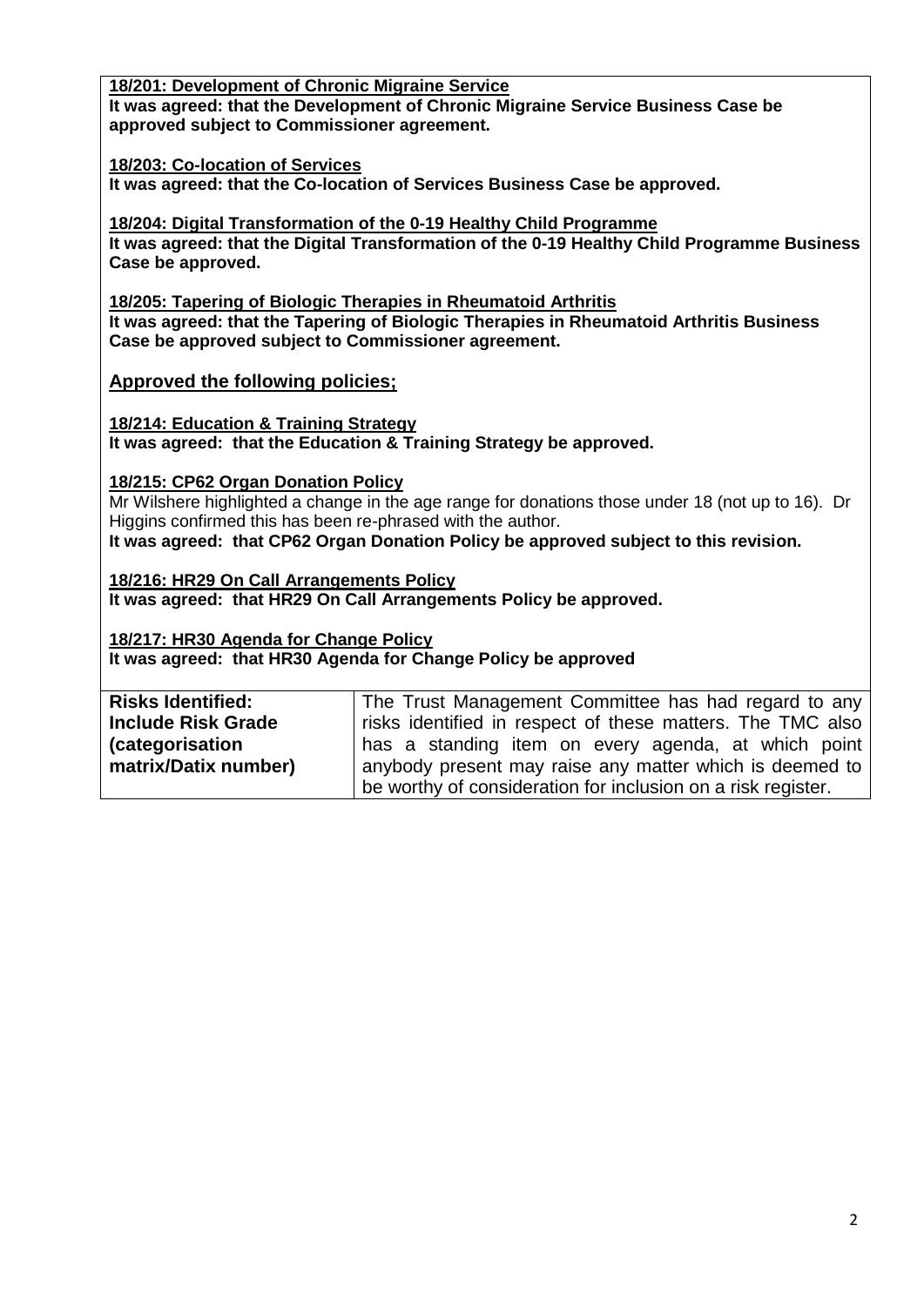**18/201: Development of Chronic Migraine Service**
**It was agreed: that the Development of Chronic Migraine Service Business Case be approved subject to Commissioner agreement.**

**18/203: Co-location of Services**
**It was agreed: that the Co-location of Services Business Case be approved.**

**18/204: Digital Transformation of the 0-19 Healthy Child Programme**
**It was agreed: that the Digital Transformation of the 0-19 Healthy Child Programme Business Case be approved.**

**18/205: Tapering of Biologic Therapies in Rheumatoid Arthritis**
**It was agreed: that the Tapering of Biologic Therapies in Rheumatoid Arthritis Business Case be approved subject to Commissioner agreement.**

**Approved the following policies;**

**18/214: Education & Training Strategy**
**It was agreed: that the Education & Training Strategy be approved.**

**18/215: CP62 Organ Donation Policy**
Mr Wilshere highlighted a change in the age range for donations those under 18 (not up to 16). Dr Higgins confirmed this has been re-phrased with the author.
**It was agreed: that CP62 Organ Donation Policy be approved subject to this revision.**

**18/216: HR29 On Call Arrangements Policy**
**It was agreed: that HR29 On Call Arrangements Policy be approved.**

**18/217: HR30 Agenda for Change Policy**
**It was agreed: that HR30 Agenda for Change Policy be approved**

| **Risks Identified: Include Risk Grade (categorisation matrix/Datix number)** | The Trust Management Committee has had regard to any risks identified in respect of these matters. The TMC also has a standing item on every agenda, at which point anybody present may raise any matter which is deemed to be worthy of consideration for inclusion on a risk register. |
|---|---|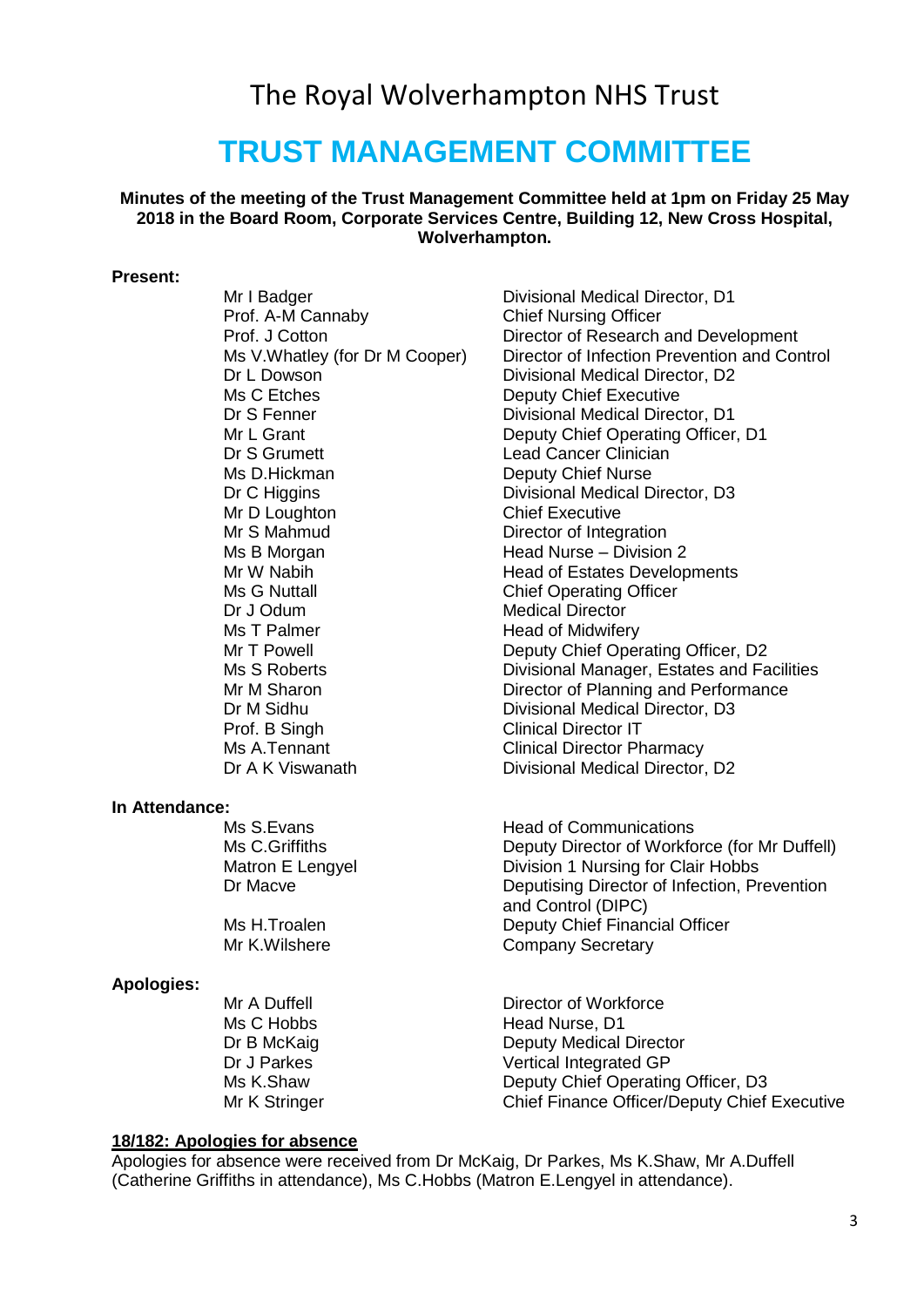# The Royal Wolverhampton NHS Trust

# TRUST MANAGEMENT COMMITTEE

**Minutes of the meeting of the Trust Management Committee held at 1pm on Friday 25 May 2018 in the Board Room, Corporate Services Centre, Building 12, New Cross Hospital, Wolverhampton.**

**Present:**

| | |
|---|---|
| Mr I Badger | Divisional Medical Director, D1 |
| Prof. A-M Cannaby | Chief Nursing Officer |
| Prof. J Cotton | Director of Research and Development |
| Ms V.Whatley (for Dr M Cooper) | Director of Infection Prevention and Control |
| Dr L Dowson | Divisional Medical Director, D2 |
| Ms C Etches | Deputy Chief Executive |
| Dr S Fenner | Divisional Medical Director, D1 |
| Mr L Grant | Deputy Chief Operating Officer, D1 |
| Dr S Grumett | Lead Cancer Clinician |
| Ms D.Hickman | Deputy Chief Nurse |
| Dr C Higgins | Divisional Medical Director, D3 |
| Mr D Loughton | Chief Executive |
| Mr S Mahmud | Director of Integration |
| Ms B Morgan | Head Nurse – Division 2 |
| Mr W Nabih | Head of Estates Developments |
| Ms G Nuttall | Chief Operating Officer |
| Dr J Odum | Medical Director |
| Ms T Palmer | Head of Midwifery |
| Mr T Powell | Deputy Chief Operating Officer, D2 |
| Ms S Roberts | Divisional Manager, Estates and Facilities |
| Mr M Sharon | Director of Planning and Performance |
| Dr M Sidhu | Divisional Medical Director, D3 |
| Prof. B Singh | Clinical Director IT |
| Ms A.Tennant | Clinical Director Pharmacy |
| Dr A K Viswanath | Divisional Medical Director, D2 |

**In Attendance:**

| | |
|---|---|
| Ms S.Evans | Head of Communications |
| Ms C.Griffiths | Deputy Director of Workforce (for Mr Duffell) |
| Matron E Lengyel | Division 1 Nursing for Clair Hobbs |
| Dr Macve | Deputising Director of Infection, Prevention and Control (DIPC) |
| Ms H.Troalen | Deputy Chief Financial Officer |
| Mr K.Wilshere | Company Secretary |

**Apologies:**

| | |
|---|---|
| Mr A Duffell | Director of Workforce |
| Ms C Hobbs | Head Nurse, D1 |
| Dr B McKaig | Deputy Medical Director |
| Dr J Parkes | Vertical Integrated GP |
| Ms K.Shaw | Deputy Chief Operating Officer, D3 |
| Mr K Stringer | Chief Finance Officer/Deputy Chief Executive |

**18/182: Apologies for absence**

Apologies for absence were received from Dr McKaig, Dr Parkes, Ms K.Shaw, Mr A.Duffell (Catherine Griffiths in attendance), Ms C.Hobbs (Matron E.Lengyel in attendance).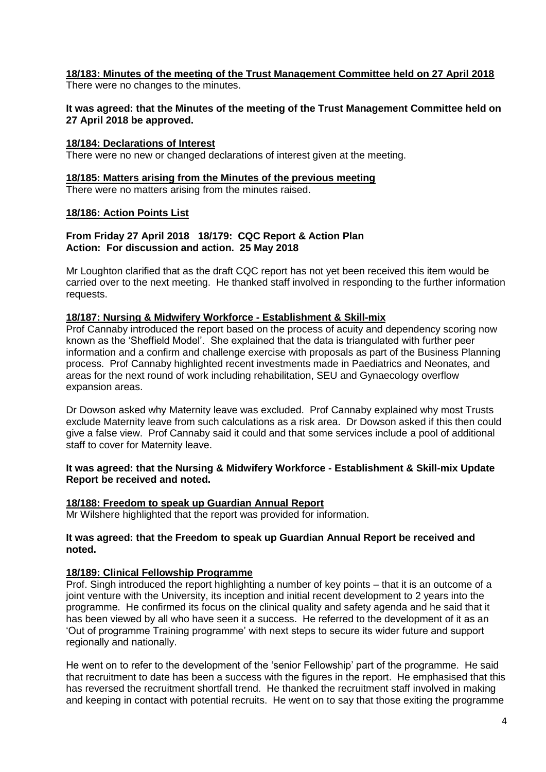**18/183: Minutes of the meeting of the Trust Management Committee held on 27 April 2018**

There were no changes to the minutes.

**It was agreed: that the Minutes of the meeting of the Trust Management Committee held on 27 April 2018 be approved.**

**18/184: Declarations of Interest**

There were no new or changed declarations of interest given at the meeting.

**18/185: Matters arising from the Minutes of the previous meeting**

There were no matters arising from the minutes raised.

**18/186: Action Points List**

**From Friday 27 April 2018 18/179: CQC Report & Action Plan**
**Action: For discussion and action. 25 May 2018**

Mr Loughton clarified that as the draft CQC report has not yet been received this item would be carried over to the next meeting. He thanked staff involved in responding to the further information requests.

**18/187: Nursing & Midwifery Workforce - Establishment & Skill-mix**

Prof Cannaby introduced the report based on the process of acuity and dependency scoring now known as the 'Sheffield Model'. She explained that the data is triangulated with further peer information and a confirm and challenge exercise with proposals as part of the Business Planning process. Prof Cannaby highlighted recent investments made in Paediatrics and Neonates, and areas for the next round of work including rehabilitation, SEU and Gynaecology overflow expansion areas.

Dr Dowson asked why Maternity leave was excluded. Prof Cannaby explained why most Trusts exclude Maternity leave from such calculations as a risk area. Dr Dowson asked if this then could give a false view. Prof Cannaby said it could and that some services include a pool of additional staff to cover for Maternity leave.

**It was agreed: that the Nursing & Midwifery Workforce - Establishment & Skill-mix Update Report be received and noted.**

**18/188: Freedom to speak up Guardian Annual Report**

Mr Wilshere highlighted that the report was provided for information.

**It was agreed: that the Freedom to speak up Guardian Annual Report be received and noted.**

**18/189: Clinical Fellowship Programme**

Prof. Singh introduced the report highlighting a number of key points – that it is an outcome of a joint venture with the University, its inception and initial recent development to 2 years into the programme. He confirmed its focus on the clinical quality and safety agenda and he said that it has been viewed by all who have seen it a success. He referred to the development of it as an 'Out of programme Training programme' with next steps to secure its wider future and support regionally and nationally.

He went on to refer to the development of the 'senior Fellowship' part of the programme. He said that recruitment to date has been a success with the figures in the report. He emphasised that this has reversed the recruitment shortfall trend. He thanked the recruitment staff involved in making and keeping in contact with potential recruits. He went on to say that those exiting the programme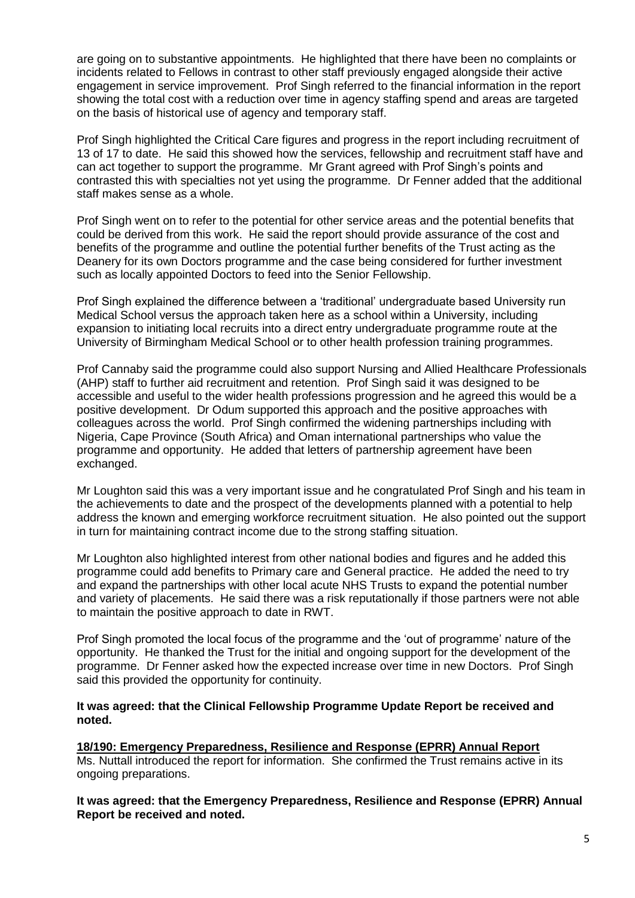are going on to substantive appointments. He highlighted that there have been no complaints or incidents related to Fellows in contrast to other staff previously engaged alongside their active engagement in service improvement. Prof Singh referred to the financial information in the report showing the total cost with a reduction over time in agency staffing spend and areas are targeted on the basis of historical use of agency and temporary staff.

Prof Singh highlighted the Critical Care figures and progress in the report including recruitment of 13 of 17 to date. He said this showed how the services, fellowship and recruitment staff have and can act together to support the programme. Mr Grant agreed with Prof Singh's points and contrasted this with specialties not yet using the programme. Dr Fenner added that the additional staff makes sense as a whole.

Prof Singh went on to refer to the potential for other service areas and the potential benefits that could be derived from this work. He said the report should provide assurance of the cost and benefits of the programme and outline the potential further benefits of the Trust acting as the Deanery for its own Doctors programme and the case being considered for further investment such as locally appointed Doctors to feed into the Senior Fellowship.

Prof Singh explained the difference between a 'traditional' undergraduate based University run Medical School versus the approach taken here as a school within a University, including expansion to initiating local recruits into a direct entry undergraduate programme route at the University of Birmingham Medical School or to other health profession training programmes.

Prof Cannaby said the programme could also support Nursing and Allied Healthcare Professionals (AHP) staff to further aid recruitment and retention. Prof Singh said it was designed to be accessible and useful to the wider health professions progression and he agreed this would be a positive development. Dr Odum supported this approach and the positive approaches with colleagues across the world. Prof Singh confirmed the widening partnerships including with Nigeria, Cape Province (South Africa) and Oman international partnerships who value the programme and opportunity. He added that letters of partnership agreement have been exchanged.

Mr Loughton said this was a very important issue and he congratulated Prof Singh and his team in the achievements to date and the prospect of the developments planned with a potential to help address the known and emerging workforce recruitment situation. He also pointed out the support in turn for maintaining contract income due to the strong staffing situation.

Mr Loughton also highlighted interest from other national bodies and figures and he added this programme could add benefits to Primary care and General practice. He added the need to try and expand the partnerships with other local acute NHS Trusts to expand the potential number and variety of placements. He said there was a risk reputationally if those partners were not able to maintain the positive approach to date in RWT.

Prof Singh promoted the local focus of the programme and the 'out of programme' nature of the opportunity. He thanked the Trust for the initial and ongoing support for the development of the programme. Dr Fenner asked how the expected increase over time in new Doctors. Prof Singh said this provided the opportunity for continuity.

**It was agreed: that the Clinical Fellowship Programme Update Report be received and noted.**

**18/190: Emergency Preparedness, Resilience and Response (EPRR) Annual Report**

Ms. Nuttall introduced the report for information. She confirmed the Trust remains active in its ongoing preparations.

**It was agreed: that the Emergency Preparedness, Resilience and Response (EPRR) Annual Report be received and noted.**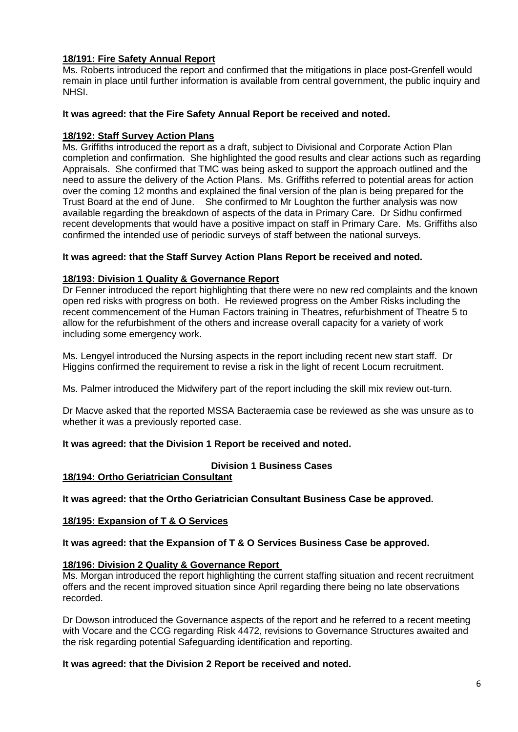**18/191: Fire Safety Annual Report**

Ms. Roberts introduced the report and confirmed that the mitigations in place post-Grenfell would remain in place until further information is available from central government, the public inquiry and NHSI.

**It was agreed: that the Fire Safety Annual Report be received and noted.**

**18/192: Staff Survey Action Plans**

Ms. Griffiths introduced the report as a draft, subject to Divisional and Corporate Action Plan completion and confirmation. She highlighted the good results and clear actions such as regarding Appraisals. She confirmed that TMC was being asked to support the approach outlined and the need to assure the delivery of the Action Plans. Ms. Griffiths referred to potential areas for action over the coming 12 months and explained the final version of the plan is being prepared for the Trust Board at the end of June. She confirmed to Mr Loughton the further analysis was now available regarding the breakdown of aspects of the data in Primary Care. Dr Sidhu confirmed recent developments that would have a positive impact on staff in Primary Care. Ms. Griffiths also confirmed the intended use of periodic surveys of staff between the national surveys.

**It was agreed: that the Staff Survey Action Plans Report be received and noted.**

**18/193: Division 1 Quality & Governance Report**

Dr Fenner introduced the report highlighting that there were no new red complaints and the known open red risks with progress on both. He reviewed progress on the Amber Risks including the recent commencement of the Human Factors training in Theatres, refurbishment of Theatre 5 to allow for the refurbishment of the others and increase overall capacity for a variety of work including some emergency work.

Ms. Lengyel introduced the Nursing aspects in the report including recent new start staff. Dr Higgins confirmed the requirement to revise a risk in the light of recent Locum recruitment.

Ms. Palmer introduced the Midwifery part of the report including the skill mix review out-turn.

Dr Macve asked that the reported MSSA Bacteraemia case be reviewed as she was unsure as to whether it was a previously reported case.

**It was agreed: that the Division 1 Report be received and noted.**

**Division 1 Business Cases**

**18/194: Ortho Geriatrician Consultant**

**It was agreed: that the Ortho Geriatrician Consultant Business Case be approved.**

**18/195: Expansion of T & O Services**

**It was agreed: that the Expansion of T & O Services Business Case be approved.**

**18/196: Division 2 Quality & Governance Report**

Ms. Morgan introduced the report highlighting the current staffing situation and recent recruitment offers and the recent improved situation since April regarding there being no late observations recorded.

Dr Dowson introduced the Governance aspects of the report and he referred to a recent meeting with Vocare and the CCG regarding Risk 4472, revisions to Governance Structures awaited and the risk regarding potential Safeguarding identification and reporting.

**It was agreed: that the Division 2 Report be received and noted.**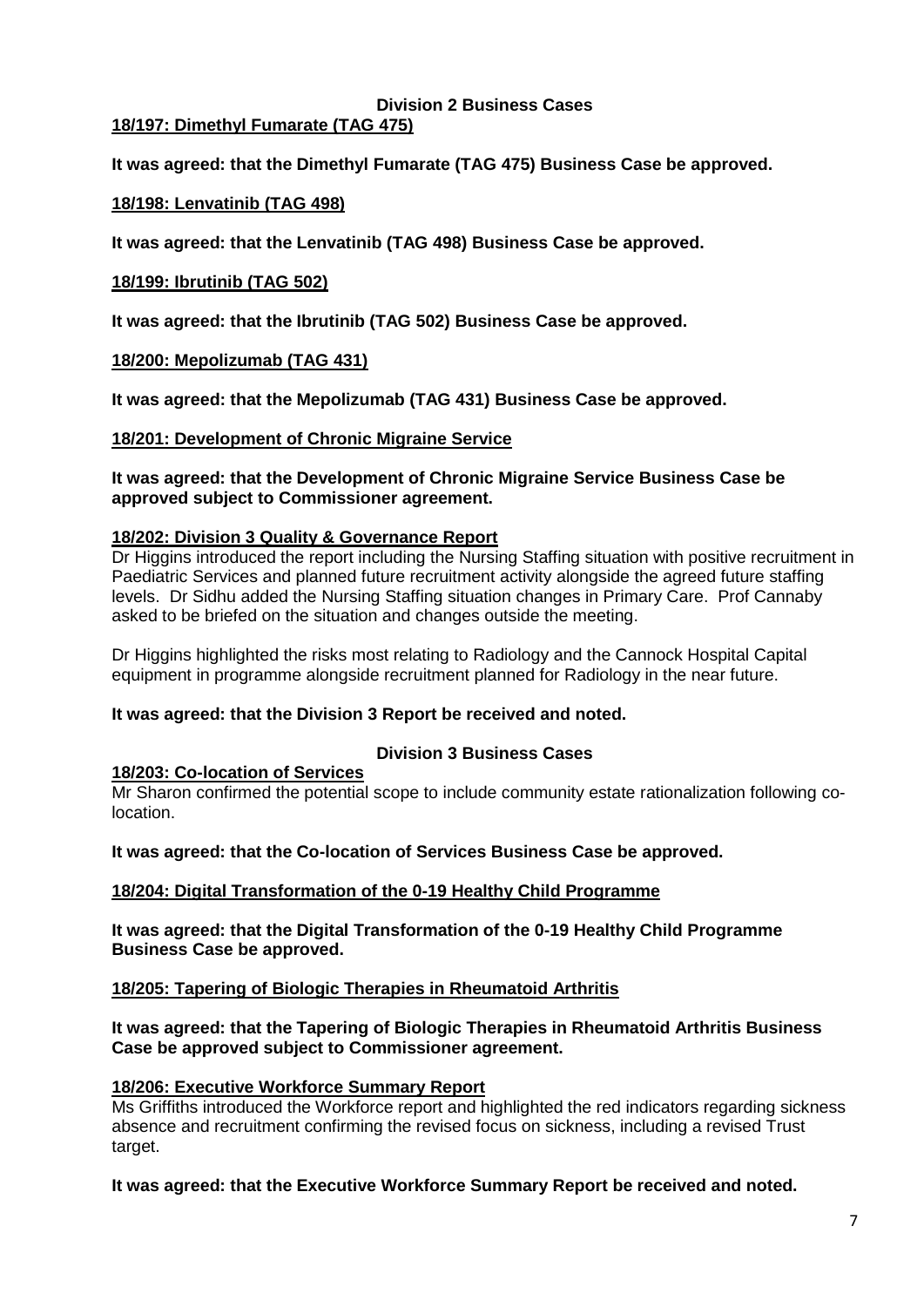## Division 2 Business Cases

**18/197: Dimethyl Fumarate (TAG 475)**

**It was agreed: that the Dimethyl Fumarate (TAG 475) Business Case be approved.**

**18/198: Lenvatinib (TAG 498)**

**It was agreed: that the Lenvatinib (TAG 498) Business Case be approved.**

**18/199: Ibrutinib (TAG 502)**

**It was agreed: that the Ibrutinib (TAG 502) Business Case be approved.**

**18/200: Mepolizumab (TAG 431)**

**It was agreed: that the Mepolizumab (TAG 431) Business Case be approved.**

**18/201: Development of Chronic Migraine Service**

**It was agreed: that the Development of Chronic Migraine Service Business Case be approved subject to Commissioner agreement.**

**18/202: Division 3 Quality & Governance Report**

Dr Higgins introduced the report including the Nursing Staffing situation with positive recruitment in Paediatric Services and planned future recruitment activity alongside the agreed future staffing levels. Dr Sidhu added the Nursing Staffing situation changes in Primary Care. Prof Cannaby asked to be briefed on the situation and changes outside the meeting.

Dr Higgins highlighted the risks most relating to Radiology and the Cannock Hospital Capital equipment in programme alongside recruitment planned for Radiology in the near future.

**It was agreed: that the Division 3 Report be received and noted.**

## Division 3 Business Cases

**18/203: Co-location of Services**

Mr Sharon confirmed the potential scope to include community estate rationalization following co-location.

**It was agreed: that the Co-location of Services Business Case be approved.**

**18/204: Digital Transformation of the 0-19 Healthy Child Programme**

**It was agreed: that the Digital Transformation of the 0-19 Healthy Child Programme Business Case be approved.**

**18/205: Tapering of Biologic Therapies in Rheumatoid Arthritis**

**It was agreed: that the Tapering of Biologic Therapies in Rheumatoid Arthritis Business Case be approved subject to Commissioner agreement.**

**18/206: Executive Workforce Summary Report**

Ms Griffiths introduced the Workforce report and highlighted the red indicators regarding sickness absence and recruitment confirming the revised focus on sickness, including a revised Trust target.

**It was agreed: that the Executive Workforce Summary Report be received and noted.**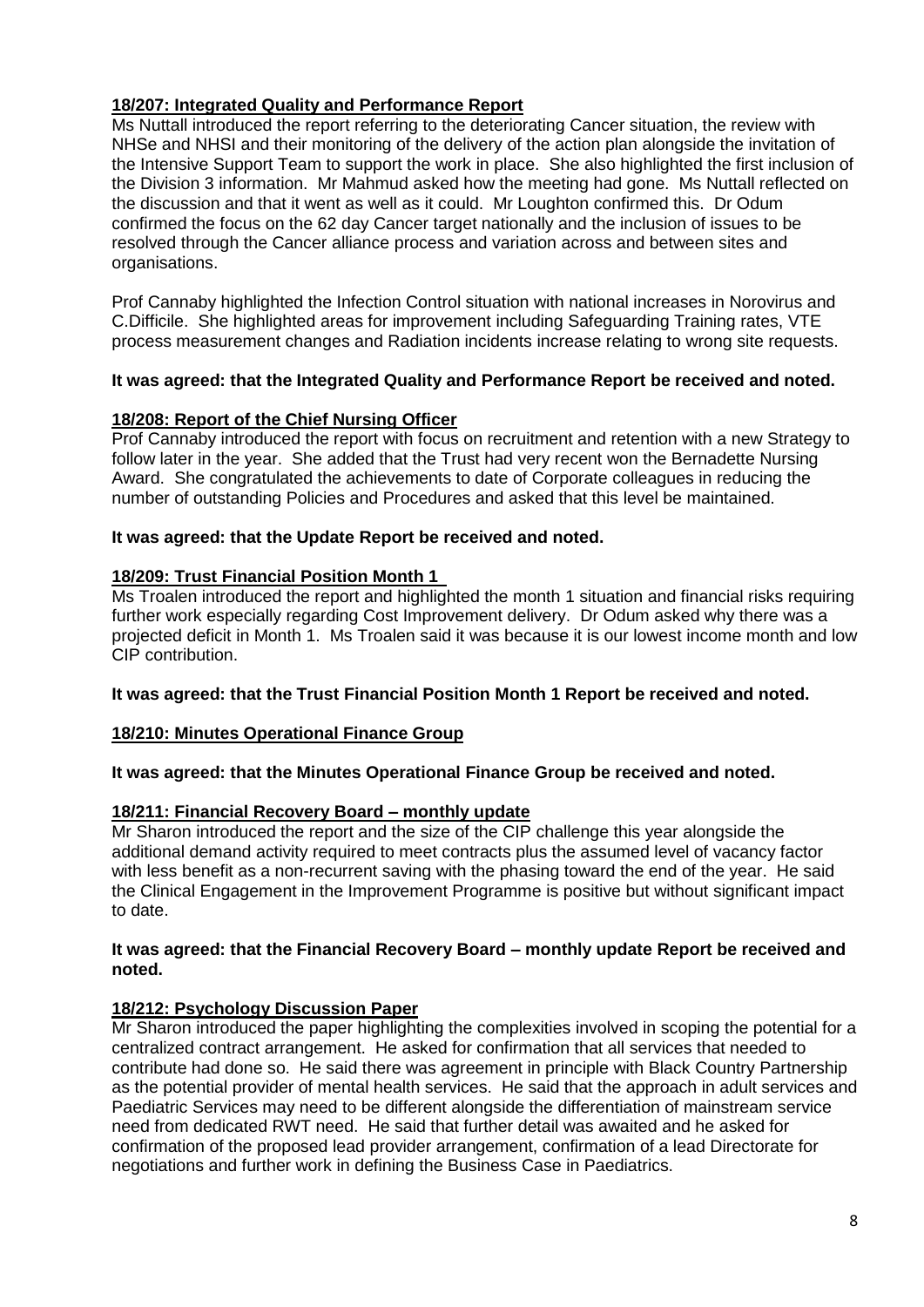**18/207: Integrated Quality and Performance Report**

Ms Nuttall introduced the report referring to the deteriorating Cancer situation, the review with NHSe and NHSI and their monitoring of the delivery of the action plan alongside the invitation of the Intensive Support Team to support the work in place. She also highlighted the first inclusion of the Division 3 information. Mr Mahmud asked how the meeting had gone. Ms Nuttall reflected on the discussion and that it went as well as it could. Mr Loughton confirmed this. Dr Odum confirmed the focus on the 62 day Cancer target nationally and the inclusion of issues to be resolved through the Cancer alliance process and variation across and between sites and organisations.

Prof Cannaby highlighted the Infection Control situation with national increases in Norovirus and C.Difficile. She highlighted areas for improvement including Safeguarding Training rates, VTE process measurement changes and Radiation incidents increase relating to wrong site requests.

**It was agreed: that the Integrated Quality and Performance Report be received and noted.**

**18/208: Report of the Chief Nursing Officer**

Prof Cannaby introduced the report with focus on recruitment and retention with a new Strategy to follow later in the year. She added that the Trust had very recent won the Bernadette Nursing Award. She congratulated the achievements to date of Corporate colleagues in reducing the number of outstanding Policies and Procedures and asked that this level be maintained.

**It was agreed: that the Update Report be received and noted.**

**18/209: Trust Financial Position Month 1**

Ms Troalen introduced the report and highlighted the month 1 situation and financial risks requiring further work especially regarding Cost Improvement delivery. Dr Odum asked why there was a projected deficit in Month 1. Ms Troalen said it was because it is our lowest income month and low CIP contribution.

**It was agreed: that the Trust Financial Position Month 1 Report be received and noted.**

**18/210: Minutes Operational Finance Group**

**It was agreed: that the Minutes Operational Finance Group be received and noted.**

**18/211: Financial Recovery Board – monthly update**

Mr Sharon introduced the report and the size of the CIP challenge this year alongside the additional demand activity required to meet contracts plus the assumed level of vacancy factor with less benefit as a non-recurrent saving with the phasing toward the end of the year. He said the Clinical Engagement in the Improvement Programme is positive but without significant impact to date.

**It was agreed: that the Financial Recovery Board – monthly update Report be received and noted.**

**18/212: Psychology Discussion Paper**

Mr Sharon introduced the paper highlighting the complexities involved in scoping the potential for a centralized contract arrangement. He asked for confirmation that all services that needed to contribute had done so. He said there was agreement in principle with Black Country Partnership as the potential provider of mental health services. He said that the approach in adult services and Paediatric Services may need to be different alongside the differentiation of mainstream service need from dedicated RWT need. He said that further detail was awaited and he asked for confirmation of the proposed lead provider arrangement, confirmation of a lead Directorate for negotiations and further work in defining the Business Case in Paediatrics.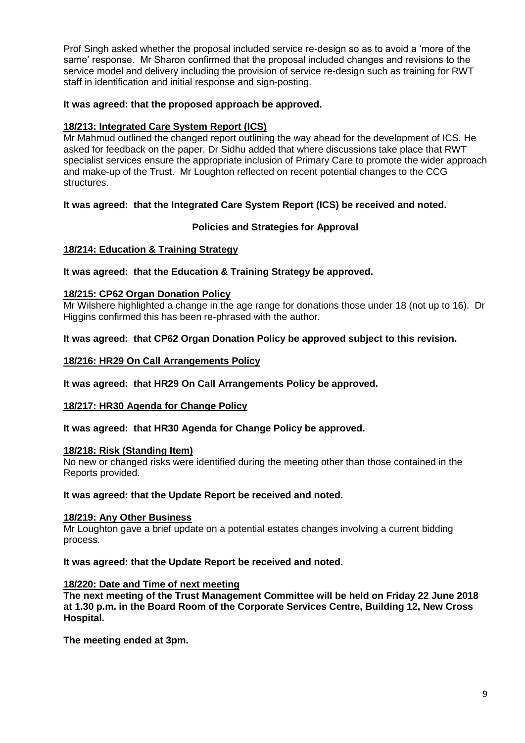Prof Singh asked whether the proposal included service re-design so as to avoid a 'more of the same' response. Mr Sharon confirmed that the proposal included changes and revisions to the service model and delivery including the provision of service re-design such as training for RWT staff in identification and initial response and sign-posting.

**It was agreed: that the proposed approach be approved.**

**18/213: Integrated Care System Report (ICS)**

Mr Mahmud outlined the changed report outlining the way ahead for the development of ICS. He asked for feedback on the paper. Dr Sidhu added that where discussions take place that RWT specialist services ensure the appropriate inclusion of Primary Care to promote the wider approach and make-up of the Trust. Mr Loughton reflected on recent potential changes to the CCG structures.

**It was agreed: that the Integrated Care System Report (ICS) be received and noted.**

**Policies and Strategies for Approval**

**18/214: Education & Training Strategy**

**It was agreed: that the Education & Training Strategy be approved.**

**18/215: CP62 Organ Donation Policy**

Mr Wilshere highlighted a change in the age range for donations those under 18 (not up to 16). Dr Higgins confirmed this has been re-phrased with the author.

**It was agreed: that CP62 Organ Donation Policy be approved subject to this revision.**

**18/216: HR29 On Call Arrangements Policy**

**It was agreed: that HR29 On Call Arrangements Policy be approved.**

**18/217: HR30 Agenda for Change Policy**

**It was agreed: that HR30 Agenda for Change Policy be approved.**

**18/218: Risk (Standing Item)**

No new or changed risks were identified during the meeting other than those contained in the Reports provided.

**It was agreed: that the Update Report be received and noted.**

**18/219: Any Other Business**

Mr Loughton gave a brief update on a potential estates changes involving a current bidding process.

**It was agreed: that the Update Report be received and noted.**

**18/220: Date and Time of next meeting**

**The next meeting of the Trust Management Committee will be held on Friday 22 June 2018 at 1.30 p.m. in the Board Room of the Corporate Services Centre, Building 12, New Cross Hospital.**

**The meeting ended at 3pm.**